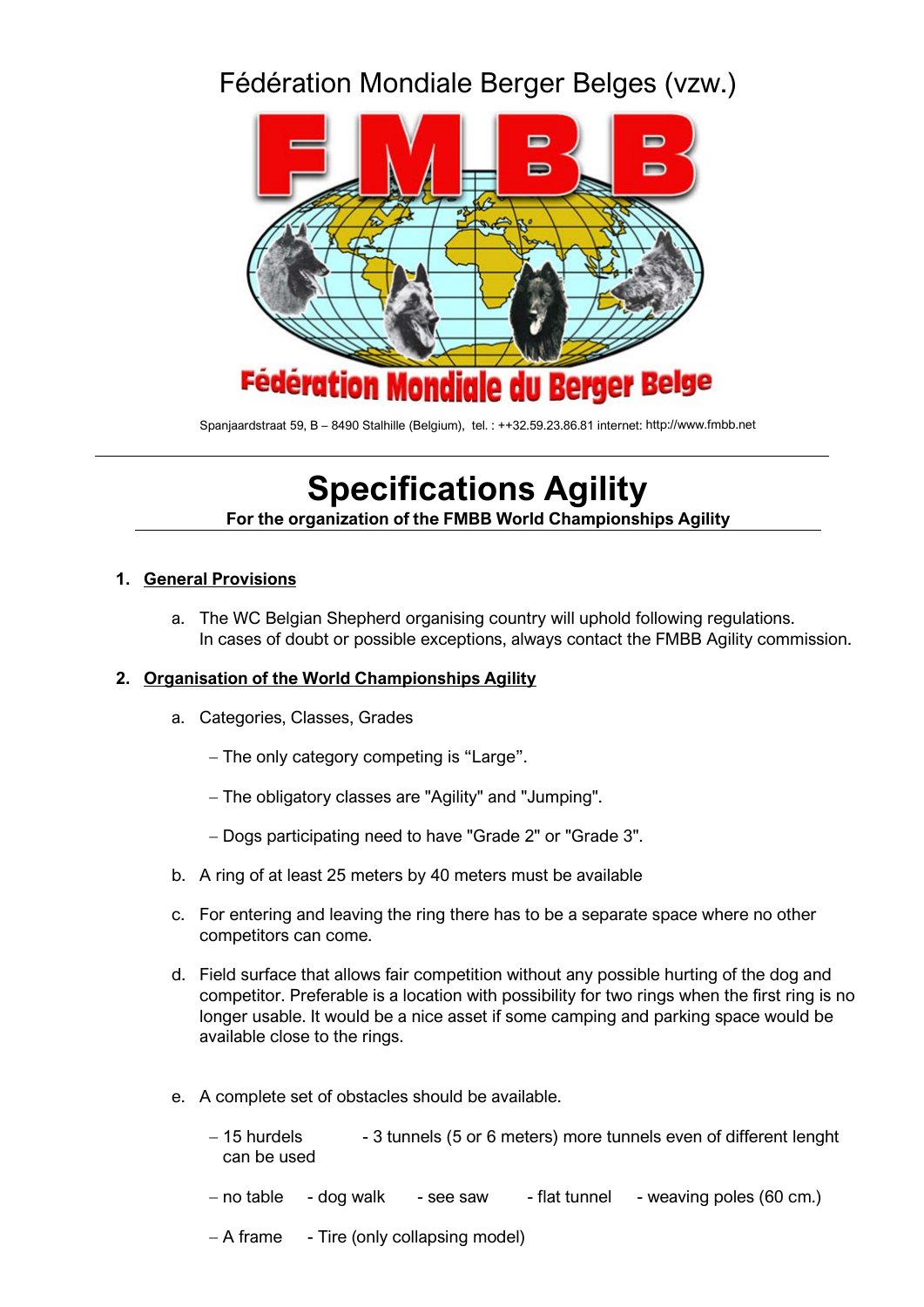# Fédération Mondiale Berger Belges (vzw.)

Fédération Mondiale du Berger Belge

Spanjaardstraat 59, B – 8490 Stalhille (Belgium), tel. : ++32.59.23.86.81 internet: http://www.fmbb.net

---

# Specifications Agility

**For the organization of the FMBB World Championships Agility**

1. **General Provisions**

   a. The WC Belgian Shepherd organising country will uphold following regulations.
   In cases of doubt or possible exceptions, always contact the FMBB Agility commission.

2. **Organisation of the World Championships Agility**

   a. Categories, Classes, Grades

   – The only category competing is "Large".

   – The obligatory classes are "Agility" and "Jumping".

   – Dogs participating need to have "Grade 2" or "Grade 3".

   b. A ring of at least 25 meters by 40 meters must be available

   c. For entering and leaving the ring there has to be a separate space where no other competitors can come.

   d. Field surface that allows fair competition without any possible hurting of the dog and competitor. Preferable is a location with possibility for two rings when the first ring is no longer usable. It would be a nice asset if some camping and parking space would be available close to the rings.

   e. A complete set of obstacles should be available.

   – 15 hurdels - 3 tunnels (5 or 6 meters) more tunnels even of different lenght can be used

   – no table - dog walk - see saw - flat tunnel - weaving poles (60 cm.)

   – A frame - Tire (only collapsing model)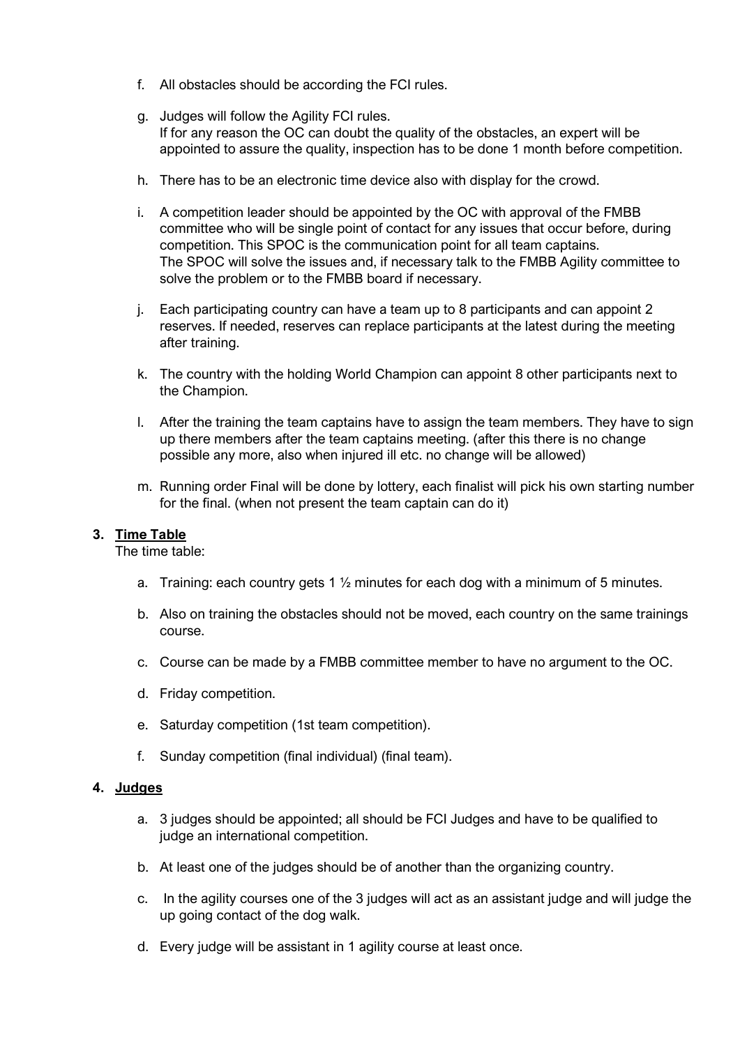f. All obstacles should be according the FCI rules.

g. Judges will follow the Agility FCI rules.
   If for any reason the OC can doubt the quality of the obstacles, an expert will be appointed to assure the quality, inspection has to be done 1 month before competition.

h. There has to be an electronic time device also with display for the crowd.

i. A competition leader should be appointed by the OC with approval of the FMBB committee who will be single point of contact for any issues that occur before, during competition. This SPOC is the communication point for all team captains.
   The SPOC will solve the issues and, if necessary talk to the FMBB Agility committee to solve the problem or to the FMBB board if necessary.

j. Each participating country can have a team up to 8 participants and can appoint 2 reserves. If needed, reserves can replace participants at the latest during the meeting after training.

k. The country with the holding World Champion can appoint 8 other participants next to the Champion.

l. After the training the team captains have to assign the team members. They have to sign up there members after the team captains meeting. (after this there is no change possible any more, also when injured ill etc. no change will be allowed)

m. Running order Final will be done by lottery, each finalist will pick his own starting number for the final. (when not present the team captain can do it)

### 3. Time Table

The time table:

a. Training: each country gets 1 ½ minutes for each dog with a minimum of 5 minutes.

b. Also on training the obstacles should not be moved, each country on the same trainings course.

c. Course can be made by a FMBB committee member to have no argument to the OC.

d. Friday competition.

e. Saturday competition (1st team competition).

f. Sunday competition (final individual) (final team).

### 4. Judges

a. 3 judges should be appointed; all should be FCI Judges and have to be qualified to judge an international competition.

b. At least one of the judges should be of another than the organizing country.

c. In the agility courses one of the 3 judges will act as an assistant judge and will judge the up going contact of the dog walk.

d. Every judge will be assistant in 1 agility course at least once.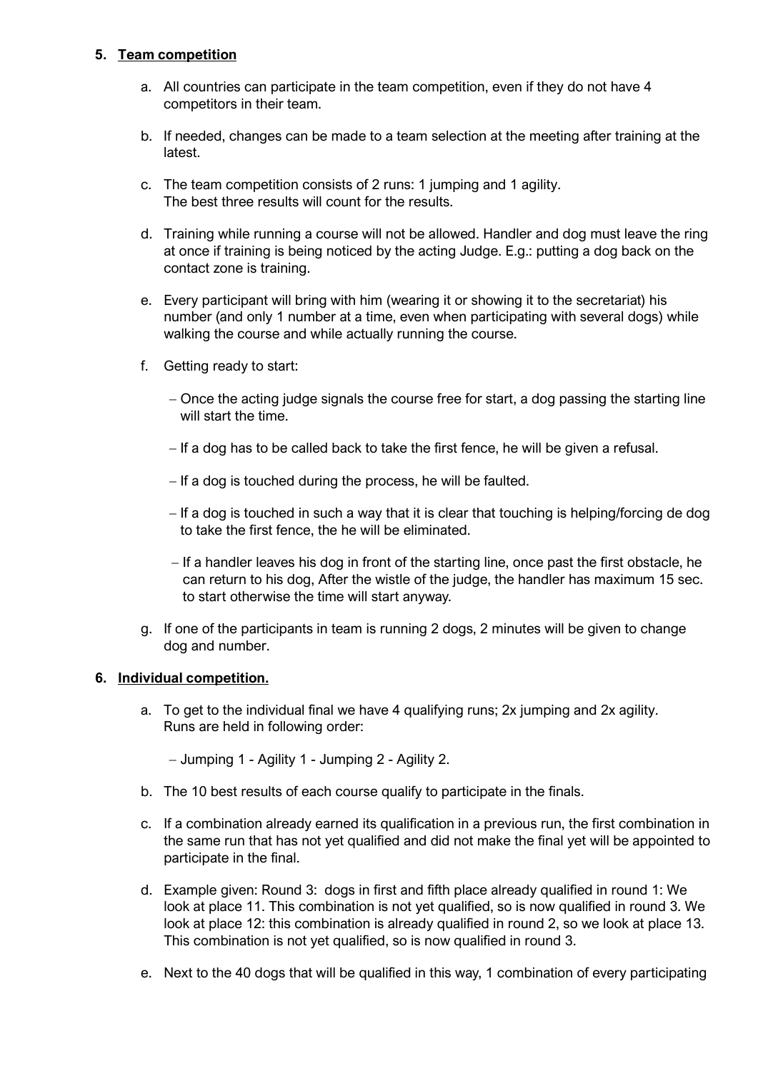**5. Team competition**

a. All countries can participate in the team competition, even if they do not have 4 competitors in their team.

b. If needed, changes can be made to a team selection at the meeting after training at the latest.

c. The team competition consists of 2 runs: 1 jumping and 1 agility.
The best three results will count for the results.

d. Training while running a course will not be allowed. Handler and dog must leave the ring at once if training is being noticed by the acting Judge. E.g.: putting a dog back on the contact zone is training.

e. Every participant will bring with him (wearing it or showing it to the secretariat) his number (and only 1 number at a time, even when participating with several dogs) while walking the course and while actually running the course.

f. Getting ready to start:

   – Once the acting judge signals the course free for start, a dog passing the starting line will start the time.

   – If a dog has to be called back to take the first fence, he will be given a refusal.

   – If a dog is touched during the process, he will be faulted.

   – If a dog is touched in such a way that it is clear that touching is helping/forcing de dog to take the first fence, the he will be eliminated.

   – If a handler leaves his dog in front of the starting line, once past the first obstacle, he can return to his dog, After the wistle of the judge, the handler has maximum 15 sec. to start otherwise the time will start anyway.

g. If one of the participants in team is running 2 dogs, 2 minutes will be given to change dog and number.

**6. Individual competition.**

a. To get to the individual final we have 4 qualifying runs; 2x jumping and 2x agility.
Runs are held in following order:

   – Jumping 1 - Agility 1 - Jumping 2 - Agility 2.

b. The 10 best results of each course qualify to participate in the finals.

c. If a combination already earned its qualification in a previous run, the first combination in the same run that has not yet qualified and did not make the final yet will be appointed to participate in the final.

d. Example given: Round 3: dogs in first and fifth place already qualified in round 1: We look at place 11. This combination is not yet qualified, so is now qualified in round 3. We look at place 12: this combination is already qualified in round 2, so we look at place 13. This combination is not yet qualified, so is now qualified in round 3.

e. Next to the 40 dogs that will be qualified in this way, 1 combination of every participating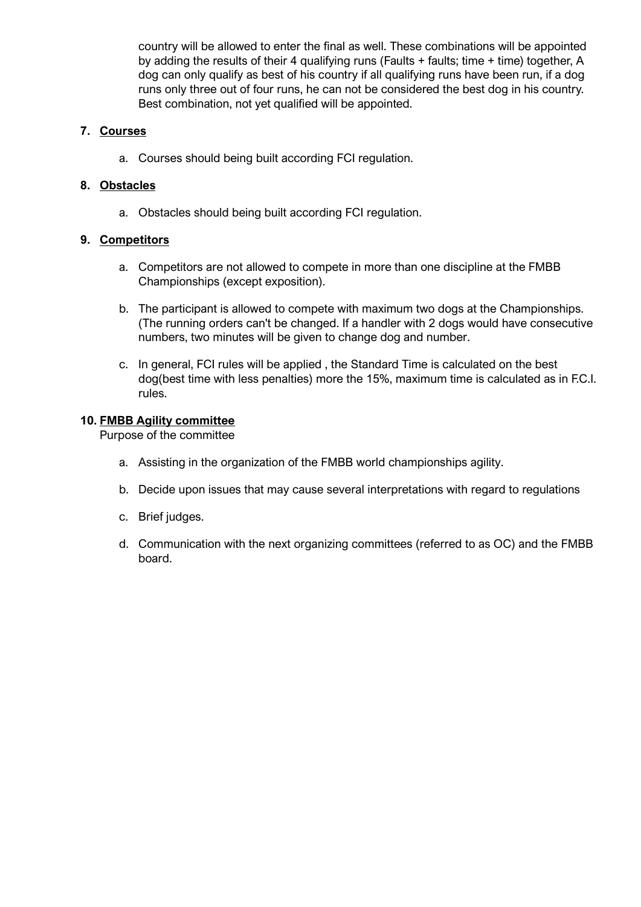country will be allowed to enter the final as well. These combinations will be appointed by adding the results of their 4 qualifying runs (Faults + faults; time + time) together, A dog can only qualify as best of his country if all qualifying runs have been run, if a dog runs only three out of four runs, he can not be considered the best dog in his country. Best combination, not yet qualified will be appointed.

7. **Courses**

    a. Courses should being built according FCI regulation.

8. **Obstacles**

    a. Obstacles should being built according FCI regulation.

9. **Competitors**

    a. Competitors are not allowed to compete in more than one discipline at the FMBB Championships (except exposition).

    b. The participant is allowed to compete with maximum two dogs at the Championships. (The running orders can't be changed. If a handler with 2 dogs would have consecutive numbers, two minutes will be given to change dog and number.

    c. In general, FCI rules will be applied , the Standard Time is calculated on the best dog(best time with less penalties) more the 15%, maximum time is calculated as in F.C.I. rules.

10. **FMBB Agility committee**
    Purpose of the committee

    a. Assisting in the organization of the FMBB world championships agility.

    b. Decide upon issues that may cause several interpretations with regard to regulations

    c. Brief judges.

    d. Communication with the next organizing committees (referred to as OC) and the FMBB board.